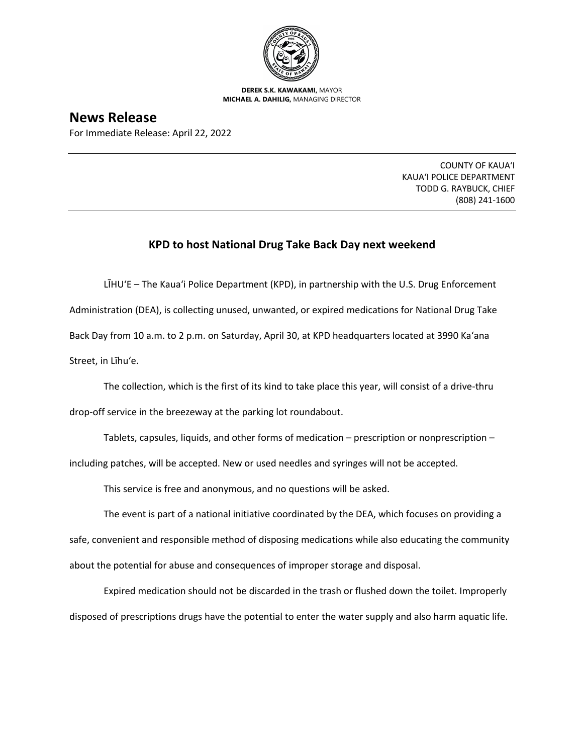**DEREK S.K. KAWAKAMI,** MAYOR
**MICHAEL A. DAHILIG,** MANAGING DIRECTOR

# News Release

For Immediate Release: April 22, 2022

COUNTY OF KAUAʻI
KAUAʻI POLICE DEPARTMENT
TODD G. RAYBUCK, CHIEF
(808) 241-1600

## KPD to host National Drug Take Back Day next weekend

LĪHUʻE – The Kauaʻi Police Department (KPD), in partnership with the U.S. Drug Enforcement Administration (DEA), is collecting unused, unwanted, or expired medications for National Drug Take Back Day from 10 a.m. to 2 p.m. on Saturday, April 30, at KPD headquarters located at 3990 Kaʻana Street, in Līhuʻe.

The collection, which is the first of its kind to take place this year, will consist of a drive-thru drop-off service in the breezeway at the parking lot roundabout.

Tablets, capsules, liquids, and other forms of medication – prescription or nonprescription – including patches, will be accepted. New or used needles and syringes will not be accepted.

This service is free and anonymous, and no questions will be asked.

The event is part of a national initiative coordinated by the DEA, which focuses on providing a safe, convenient and responsible method of disposing medications while also educating the community about the potential for abuse and consequences of improper storage and disposal.

Expired medication should not be discarded in the trash or flushed down the toilet. Improperly disposed of prescriptions drugs have the potential to enter the water supply and also harm aquatic life.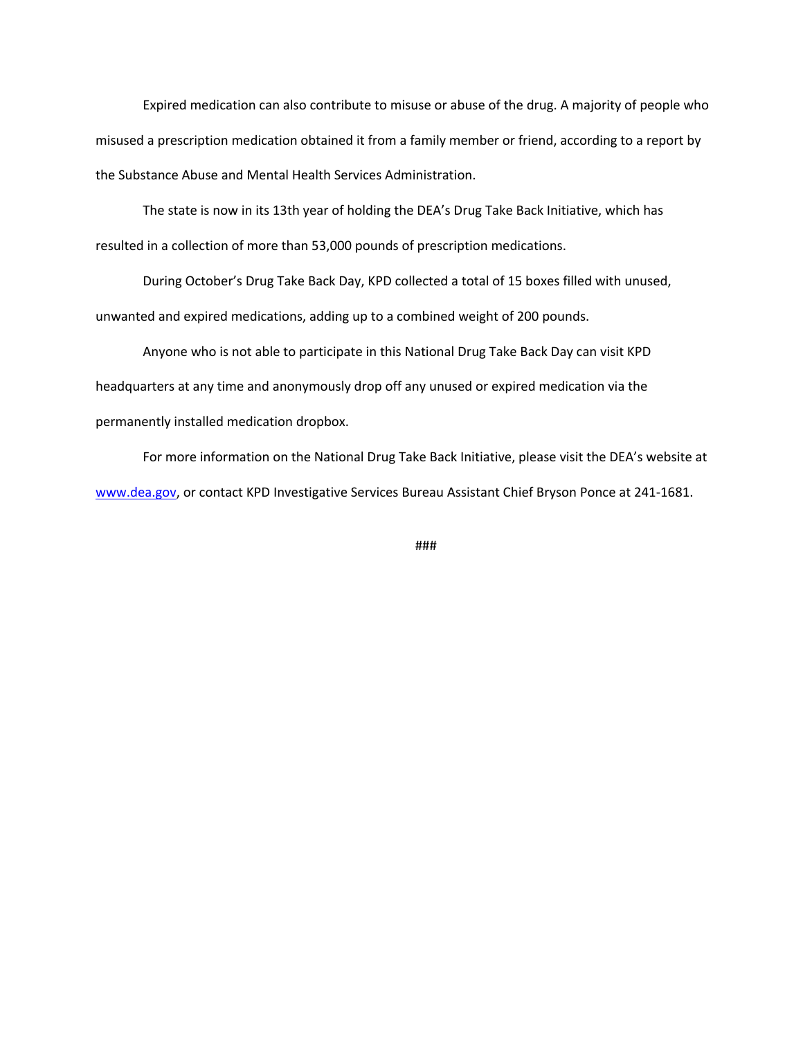Expired medication can also contribute to misuse or abuse of the drug. A majority of people who misused a prescription medication obtained it from a family member or friend, according to a report by the Substance Abuse and Mental Health Services Administration.

The state is now in its 13th year of holding the DEA's Drug Take Back Initiative, which has resulted in a collection of more than 53,000 pounds of prescription medications.

During October's Drug Take Back Day, KPD collected a total of 15 boxes filled with unused, unwanted and expired medications, adding up to a combined weight of 200 pounds.

Anyone who is not able to participate in this National Drug Take Back Day can visit KPD headquarters at any time and anonymously drop off any unused or expired medication via the permanently installed medication dropbox.

For more information on the National Drug Take Back Initiative, please visit the DEA's website at [www.dea.gov](http://www.dea.gov), or contact KPD Investigative Services Bureau Assistant Chief Bryson Ponce at 241-1681.

###